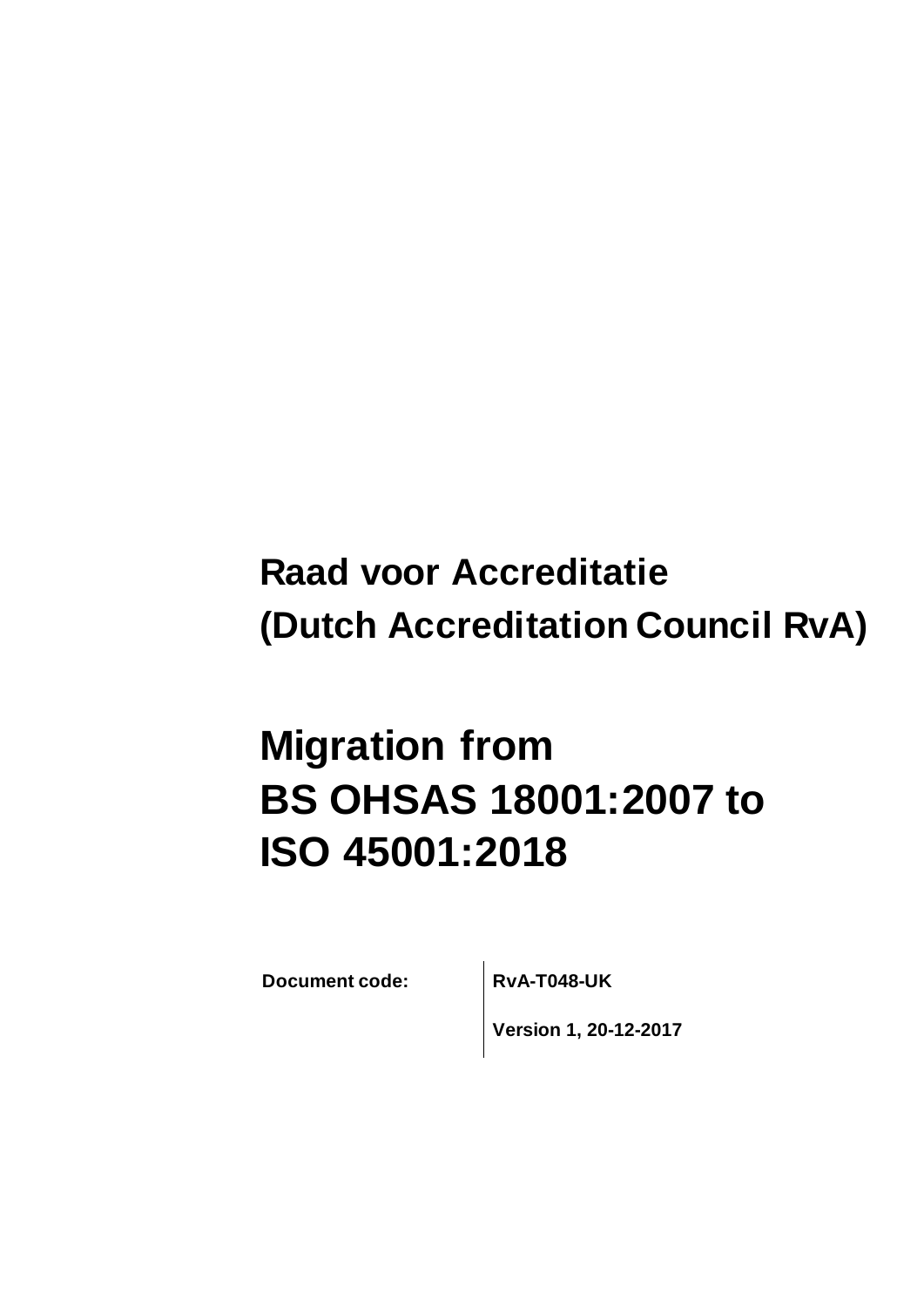**Raad voor Accreditatie**
**(Dutch Accreditation Council RvA)**

# Migration from BS OHSAS 18001:2007 to ISO 45001:2018

| Document code: | RvA-T048-UK |
|---|---|
| | Version 1, 20-12-2017 |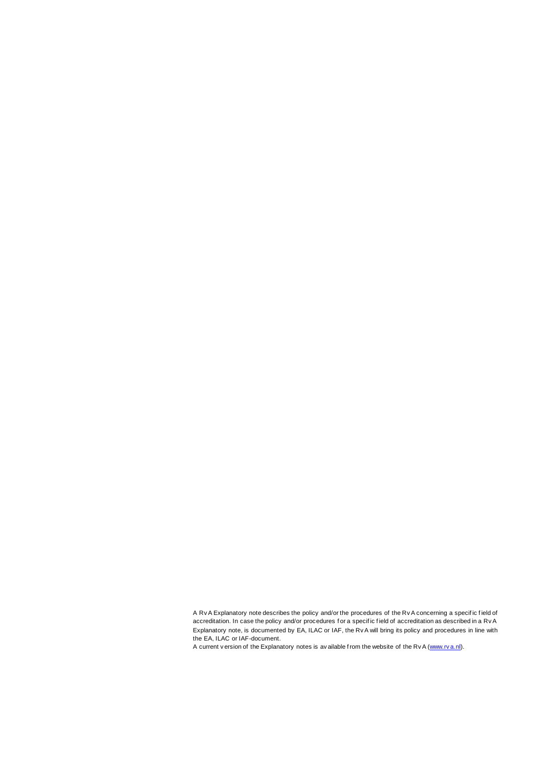A RvA Explanatory note describes the policy and/or the procedures of the RvA concerning a specific field of accreditation. In case the policy and/or procedures for a specific field of accreditation as described in a RvA Explanatory note, is documented by EA, ILAC or IAF, the RvA will bring its policy and procedures in line with the EA, ILAC or IAF-document.

A current version of the Explanatory notes is available from the website of the RvA ([www.rva.nl](http://www.rva.nl)).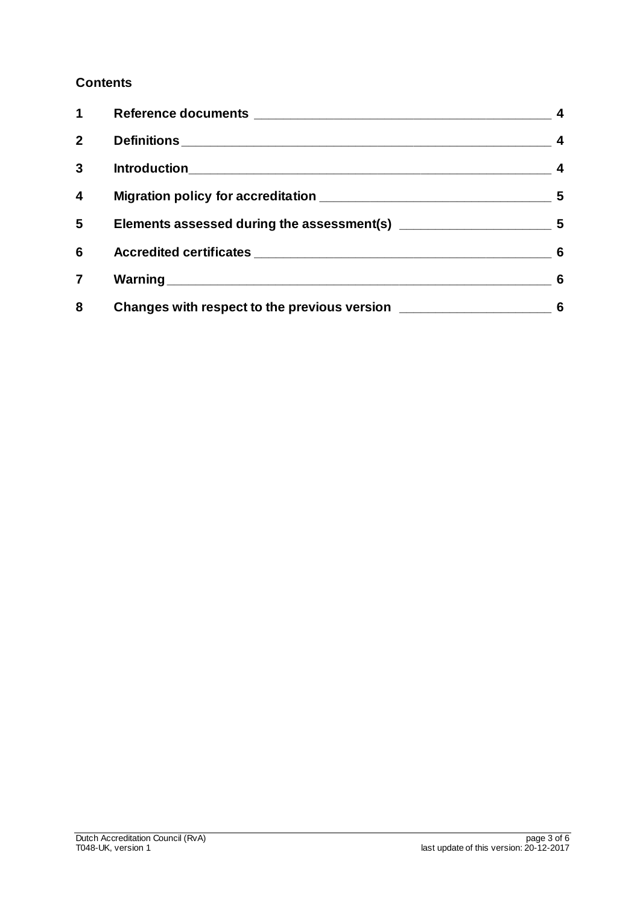**Contents**

| | | |
|---|---|---|
| 1 | Reference documents | 4 |
| 2 | Definitions | 4 |
| 3 | Introduction | 4 |
| 4 | Migration policy for accreditation | 5 |
| 5 | Elements assessed during the assessment(s) | 5 |
| 6 | Accredited certificates | 6 |
| 7 | Warning | 6 |
| 8 | Changes with respect to the previous version | 6 |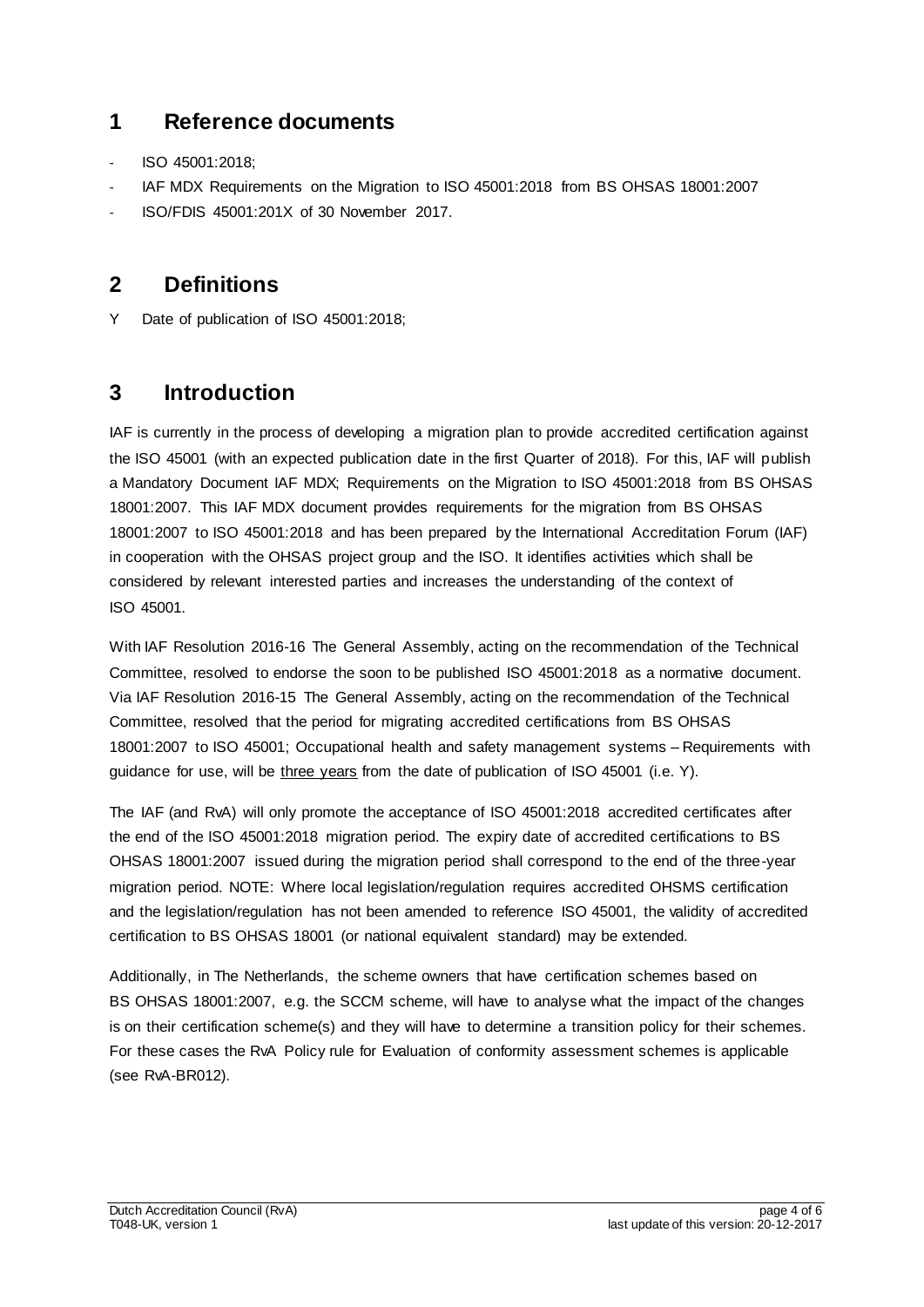## 1 Reference documents

- ISO 45001:2018;
- IAF MDX Requirements on the Migration to ISO 45001:2018 from BS OHSAS 18001:2007
- ISO/FDIS 45001:201X of 30 November 2017.

## 2 Definitions

Y Date of publication of ISO 45001:2018;

## 3 Introduction

IAF is currently in the process of developing a migration plan to provide accredited certification against the ISO 45001 (with an expected publication date in the first Quarter of 2018). For this, IAF will publish a Mandatory Document IAF MDX; Requirements on the Migration to ISO 45001:2018 from BS OHSAS 18001:2007. This IAF MDX document provides requirements for the migration from BS OHSAS 18001:2007 to ISO 45001:2018 and has been prepared by the International Accreditation Forum (IAF) in cooperation with the OHSAS project group and the ISO. It identifies activities which shall be considered by relevant interested parties and increases the understanding of the context of ISO 45001.

With IAF Resolution 2016-16 The General Assembly, acting on the recommendation of the Technical Committee, resolved to endorse the soon to be published ISO 45001:2018 as a normative document. Via IAF Resolution 2016-15 The General Assembly, acting on the recommendation of the Technical Committee, resolved that the period for migrating accredited certifications from BS OHSAS 18001:2007 to ISO 45001; Occupational health and safety management systems – Requirements with guidance for use, will be three years from the date of publication of ISO 45001 (i.e. Y).

The IAF (and RvA) will only promote the acceptance of ISO 45001:2018 accredited certificates after the end of the ISO 45001:2018 migration period. The expiry date of accredited certifications to BS OHSAS 18001:2007 issued during the migration period shall correspond to the end of the three-year migration period. NOTE: Where local legislation/regulation requires accredited OHSMS certification and the legislation/regulation has not been amended to reference ISO 45001, the validity of accredited certification to BS OHSAS 18001 (or national equivalent standard) may be extended.

Additionally, in The Netherlands, the scheme owners that have certification schemes based on BS OHSAS 18001:2007, e.g. the SCCM scheme, will have to analyse what the impact of the changes is on their certification scheme(s) and they will have to determine a transition policy for their schemes. For these cases the RvA Policy rule for Evaluation of conformity assessment schemes is applicable (see RvA-BR012).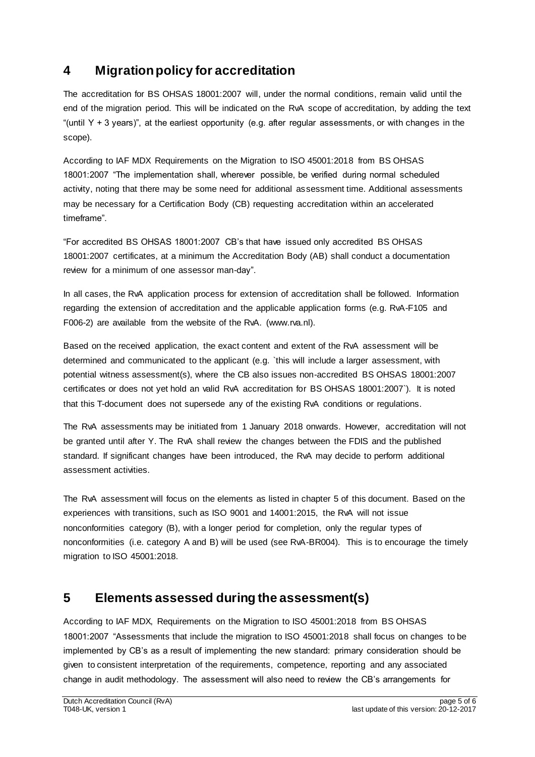## 4 Migration policy for accreditation

The accreditation for BS OHSAS 18001:2007 will, under the normal conditions, remain valid until the end of the migration period. This will be indicated on the RvA scope of accreditation, by adding the text "(until Y + 3 years)", at the earliest opportunity (e.g. after regular assessments, or with changes in the scope).

According to IAF MDX Requirements on the Migration to ISO 45001:2018 from BS OHSAS 18001:2007 "The implementation shall, wherever possible, be verified during normal scheduled activity, noting that there may be some need for additional assessment time. Additional assessments may be necessary for a Certification Body (CB) requesting accreditation within an accelerated timeframe".

"For accredited BS OHSAS 18001:2007 CB's that have issued only accredited BS OHSAS 18001:2007 certificates, at a minimum the Accreditation Body (AB) shall conduct a documentation review for a minimum of one assessor man-day".

In all cases, the RvA application process for extension of accreditation shall be followed. Information regarding the extension of accreditation and the applicable application forms (e.g. RvA-F105 and F006-2) are available from the website of the RvA. (www.rva.nl).

Based on the received application, the exact content and extent of the RvA assessment will be determined and communicated to the applicant (e.g. `this will include a larger assessment, with potential witness assessment(s), where the CB also issues non-accredited BS OHSAS 18001:2007 certificates or does not yet hold an valid RvA accreditation for BS OHSAS 18001:2007`). It is noted that this T-document does not supersede any of the existing RvA conditions or regulations.

The RvA assessments may be initiated from 1 January 2018 onwards. However, accreditation will not be granted until after Y. The RvA shall review the changes between the FDIS and the published standard. If significant changes have been introduced, the RvA may decide to perform additional assessment activities.

The RvA assessment will focus on the elements as listed in chapter 5 of this document. Based on the experiences with transitions, such as ISO 9001 and 14001:2015, the RvA will not issue nonconformities category (B), with a longer period for completion, only the regular types of nonconformities (i.e. category A and B) will be used (see RvA-BR004). This is to encourage the timely migration to ISO 45001:2018.

## 5 Elements assessed during the assessment(s)

According to IAF MDX, Requirements on the Migration to ISO 45001:2018 from BS OHSAS 18001:2007 "Assessments that include the migration to ISO 45001:2018 shall focus on changes to be implemented by CB's as a result of implementing the new standard: primary consideration should be given to consistent interpretation of the requirements, competence, reporting and any associated change in audit methodology. The assessment will also need to review the CB's arrangements for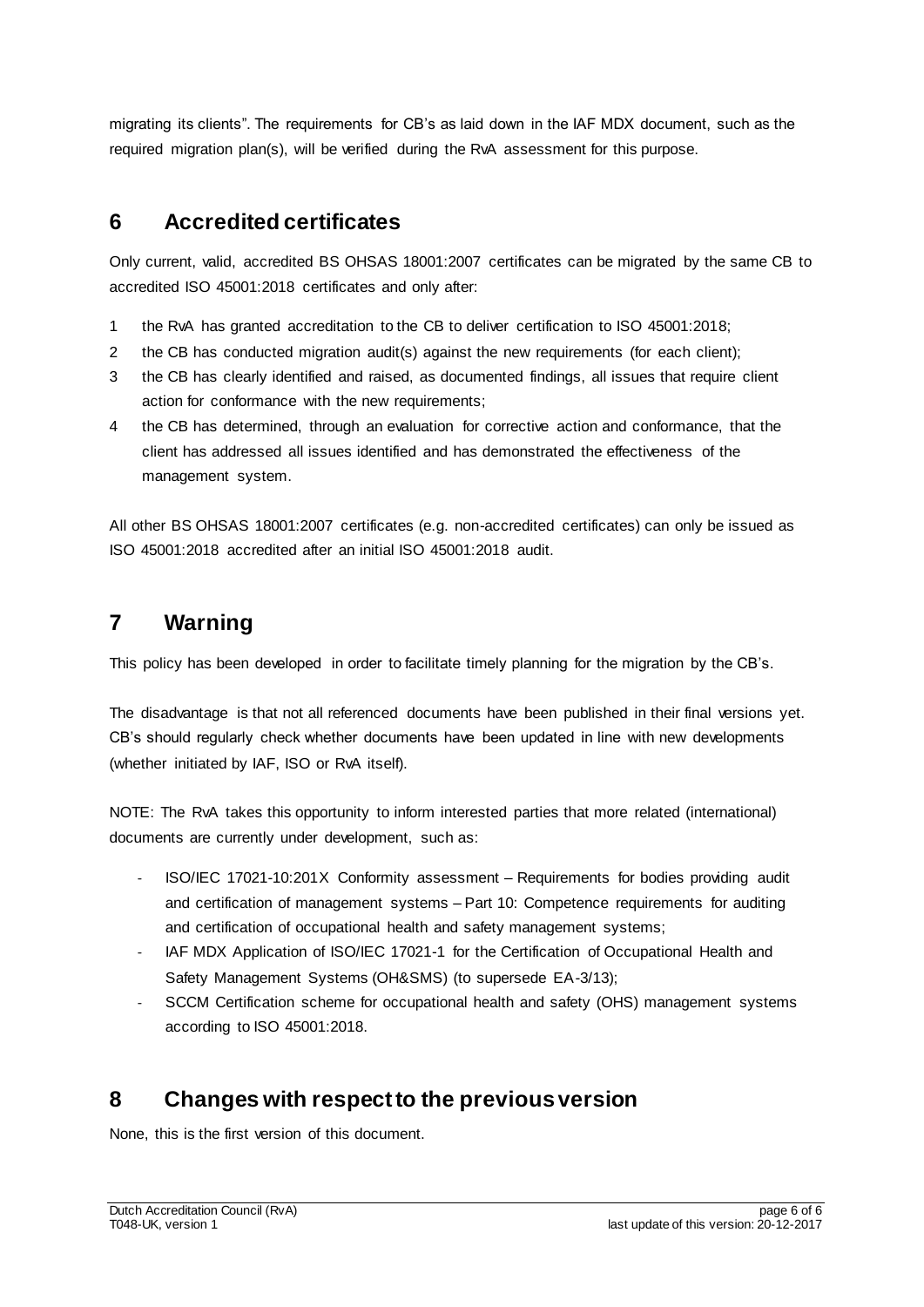migrating its clients". The requirements for CB's as laid down in the IAF MDX document, such as the required migration plan(s), will be verified during the RvA assessment for this purpose.

## 6 Accredited certificates

Only current, valid, accredited BS OHSAS 18001:2007 certificates can be migrated by the same CB to accredited ISO 45001:2018 certificates and only after:

1. the RvA has granted accreditation to the CB to deliver certification to ISO 45001:2018;
2. the CB has conducted migration audit(s) against the new requirements (for each client);
3. the CB has clearly identified and raised, as documented findings, all issues that require client action for conformance with the new requirements;
4. the CB has determined, through an evaluation for corrective action and conformance, that the client has addressed all issues identified and has demonstrated the effectiveness of the management system.

All other BS OHSAS 18001:2007 certificates (e.g. non-accredited certificates) can only be issued as ISO 45001:2018 accredited after an initial ISO 45001:2018 audit.

## 7 Warning

This policy has been developed in order to facilitate timely planning for the migration by the CB's.

The disadvantage is that not all referenced documents have been published in their final versions yet. CB's should regularly check whether documents have been updated in line with new developments (whether initiated by IAF, ISO or RvA itself).

NOTE: The RvA takes this opportunity to inform interested parties that more related (international) documents are currently under development, such as:

- ISO/IEC 17021-10:201X Conformity assessment – Requirements for bodies providing audit and certification of management systems – Part 10: Competence requirements for auditing and certification of occupational health and safety management systems;
- IAF MDX Application of ISO/IEC 17021-1 for the Certification of Occupational Health and Safety Management Systems (OH&SMS) (to supersede EA-3/13);
- SCCM Certification scheme for occupational health and safety (OHS) management systems according to ISO 45001:2018.

## 8 Changes with respect to the previous version

None, this is the first version of this document.